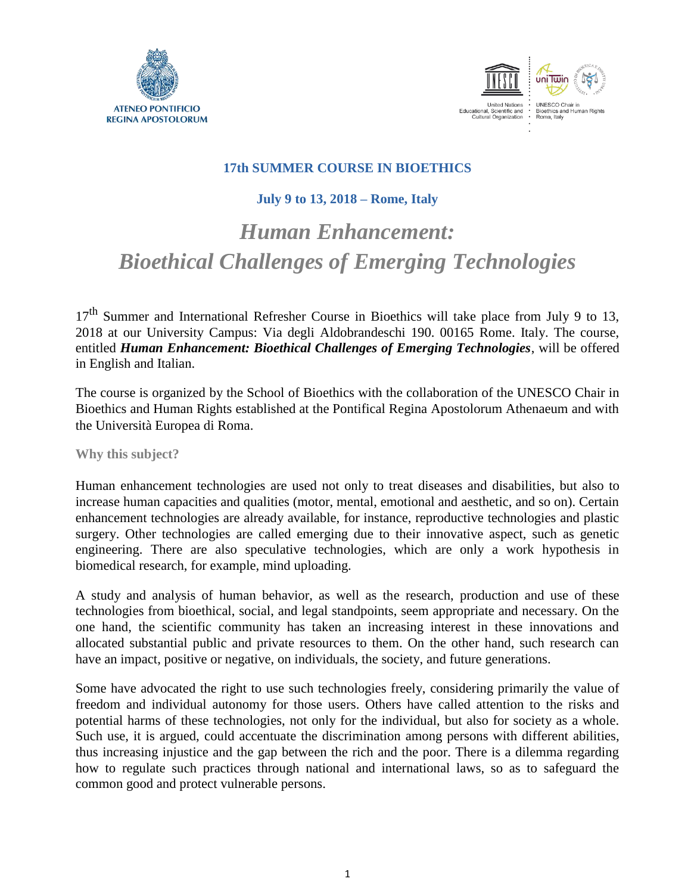ATENEO PONTIFICIO REGINA APOSTOLORUM

United Nations Educational, Scientific and Cultural Organization · UNESCO Chair in Bioethics and Human Rights Roma, Italy

**17th SUMMER COURSE IN BIOETHICS**

**July 9 to 13, 2018 – Rome, Italy**

# *Human Enhancement: Bioethical Challenges of Emerging Technologies*

17th Summer and International Refresher Course in Bioethics will take place from July 9 to 13, 2018 at our University Campus: Via degli Aldobrandeschi 190. 00165 Rome. Italy. The course, entitled ***Human Enhancement: Bioethical Challenges of Emerging Technologies***, will be offered in English and Italian.

The course is organized by the School of Bioethics with the collaboration of the UNESCO Chair in Bioethics and Human Rights established at the Pontifical Regina Apostolorum Athenaeum and with the Università Europea di Roma.

**Why this subject?**

Human enhancement technologies are used not only to treat diseases and disabilities, but also to increase human capacities and qualities (motor, mental, emotional and aesthetic, and so on). Certain enhancement technologies are already available, for instance, reproductive technologies and plastic surgery. Other technologies are called emerging due to their innovative aspect, such as genetic engineering. There are also speculative technologies, which are only a work hypothesis in biomedical research, for example, mind uploading.

A study and analysis of human behavior, as well as the research, production and use of these technologies from bioethical, social, and legal standpoints, seem appropriate and necessary. On the one hand, the scientific community has taken an increasing interest in these innovations and allocated substantial public and private resources to them. On the other hand, such research can have an impact, positive or negative, on individuals, the society, and future generations.

Some have advocated the right to use such technologies freely, considering primarily the value of freedom and individual autonomy for those users. Others have called attention to the risks and potential harms of these technologies, not only for the individual, but also for society as a whole. Such use, it is argued, could accentuate the discrimination among persons with different abilities, thus increasing injustice and the gap between the rich and the poor. There is a dilemma regarding how to regulate such practices through national and international laws, so as to safeguard the common good and protect vulnerable persons.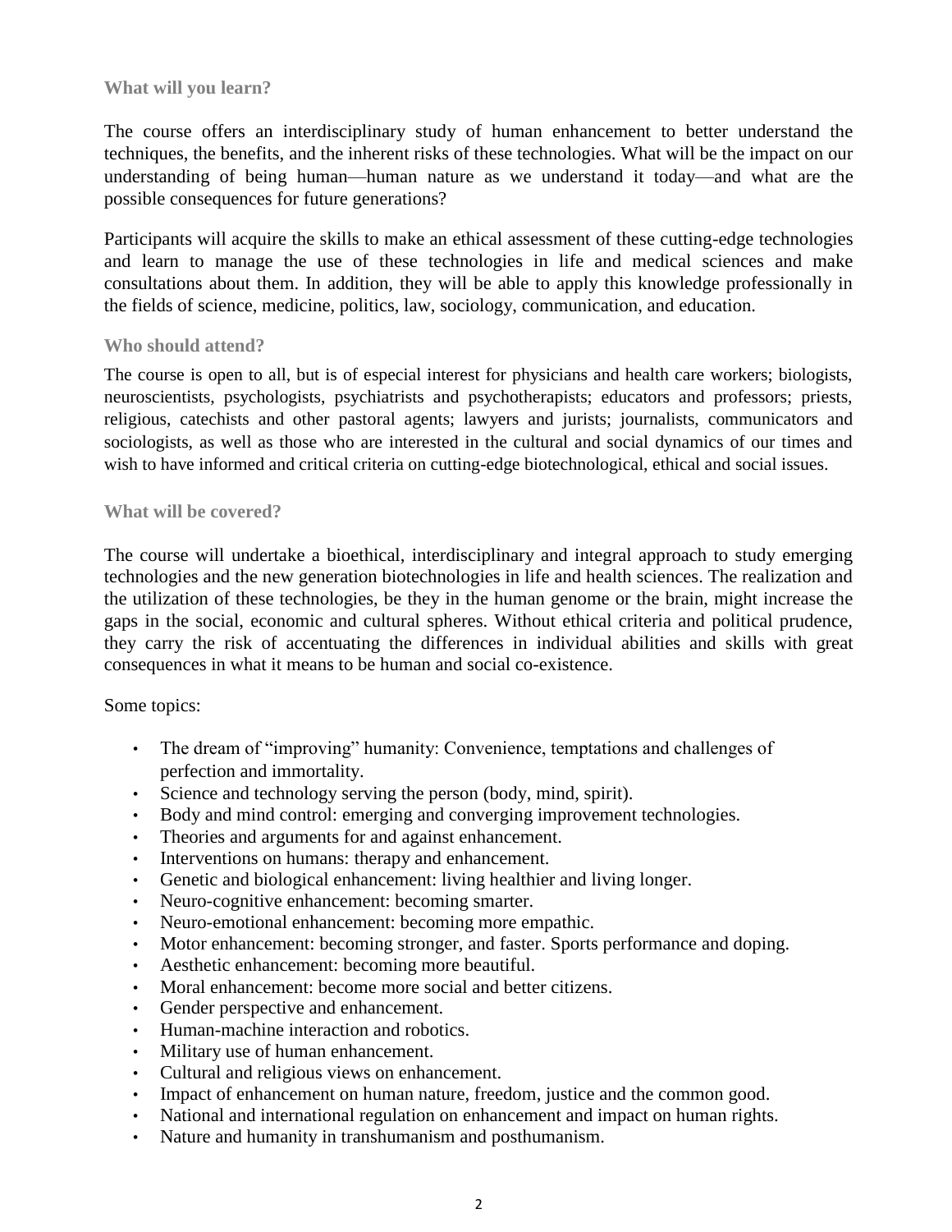### What will you learn?

The course offers an interdisciplinary study of human enhancement to better understand the techniques, the benefits, and the inherent risks of these technologies. What will be the impact on our understanding of being human—human nature as we understand it today—and what are the possible consequences for future generations?

Participants will acquire the skills to make an ethical assessment of these cutting-edge technologies and learn to manage the use of these technologies in life and medical sciences and make consultations about them. In addition, they will be able to apply this knowledge professionally in the fields of science, medicine, politics, law, sociology, communication, and education.

### Who should attend?

The course is open to all, but is of especial interest for physicians and health care workers; biologists, neuroscientists, psychologists, psychiatrists and psychotherapists; educators and professors; priests, religious, catechists and other pastoral agents; lawyers and jurists; journalists, communicators and sociologists, as well as those who are interested in the cultural and social dynamics of our times and wish to have informed and critical criteria on cutting-edge biotechnological, ethical and social issues.

### What will be covered?

The course will undertake a bioethical, interdisciplinary and integral approach to study emerging technologies and the new generation biotechnologies in life and health sciences. The realization and the utilization of these technologies, be they in the human genome or the brain, might increase the gaps in the social, economic and cultural spheres. Without ethical criteria and political prudence, they carry the risk of accentuating the differences in individual abilities and skills with great consequences in what it means to be human and social co-existence.

Some topics:

- The dream of "improving" humanity: Convenience, temptations and challenges of perfection and immortality.
- Science and technology serving the person (body, mind, spirit).
- Body and mind control: emerging and converging improvement technologies.
- Theories and arguments for and against enhancement.
- Interventions on humans: therapy and enhancement.
- Genetic and biological enhancement: living healthier and living longer.
- Neuro-cognitive enhancement: becoming smarter.
- Neuro-emotional enhancement: becoming more empathic.
- Motor enhancement: becoming stronger, and faster. Sports performance and doping.
- Aesthetic enhancement: becoming more beautiful.
- Moral enhancement: become more social and better citizens.
- Gender perspective and enhancement.
- Human-machine interaction and robotics.
- Military use of human enhancement.
- Cultural and religious views on enhancement.
- Impact of enhancement on human nature, freedom, justice and the common good.
- National and international regulation on enhancement and impact on human rights.
- Nature and humanity in transhumanism and posthumanism.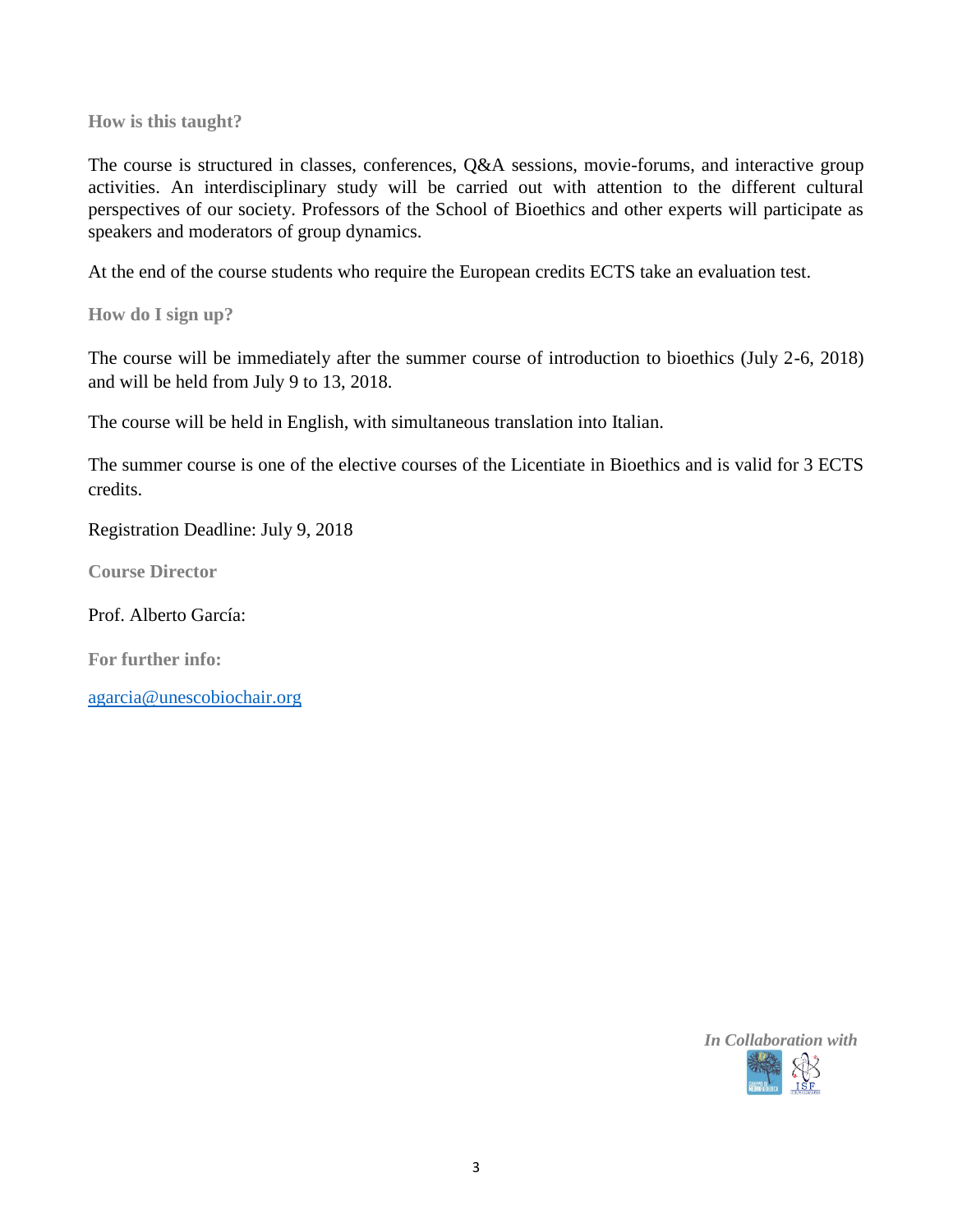### How is this taught?

The course is structured in classes, conferences, Q&A sessions, movie-forums, and interactive group activities. An interdisciplinary study will be carried out with attention to the different cultural perspectives of our society. Professors of the School of Bioethics and other experts will participate as speakers and moderators of group dynamics.

At the end of the course students who require the European credits ECTS take an evaluation test.

### How do I sign up?

The course will be immediately after the summer course of introduction to bioethics (July 2-6, 2018) and will be held from July 9 to 13, 2018.

The course will be held in English, with simultaneous translation into Italian.

The summer course is one of the elective courses of the Licentiate in Bioethics and is valid for 3 ECTS credits.

Registration Deadline: July 9, 2018

### Course Director

Prof. Alberto García:

### For further info:

agarcia@unescobiochair.org

*In Collaboration with*